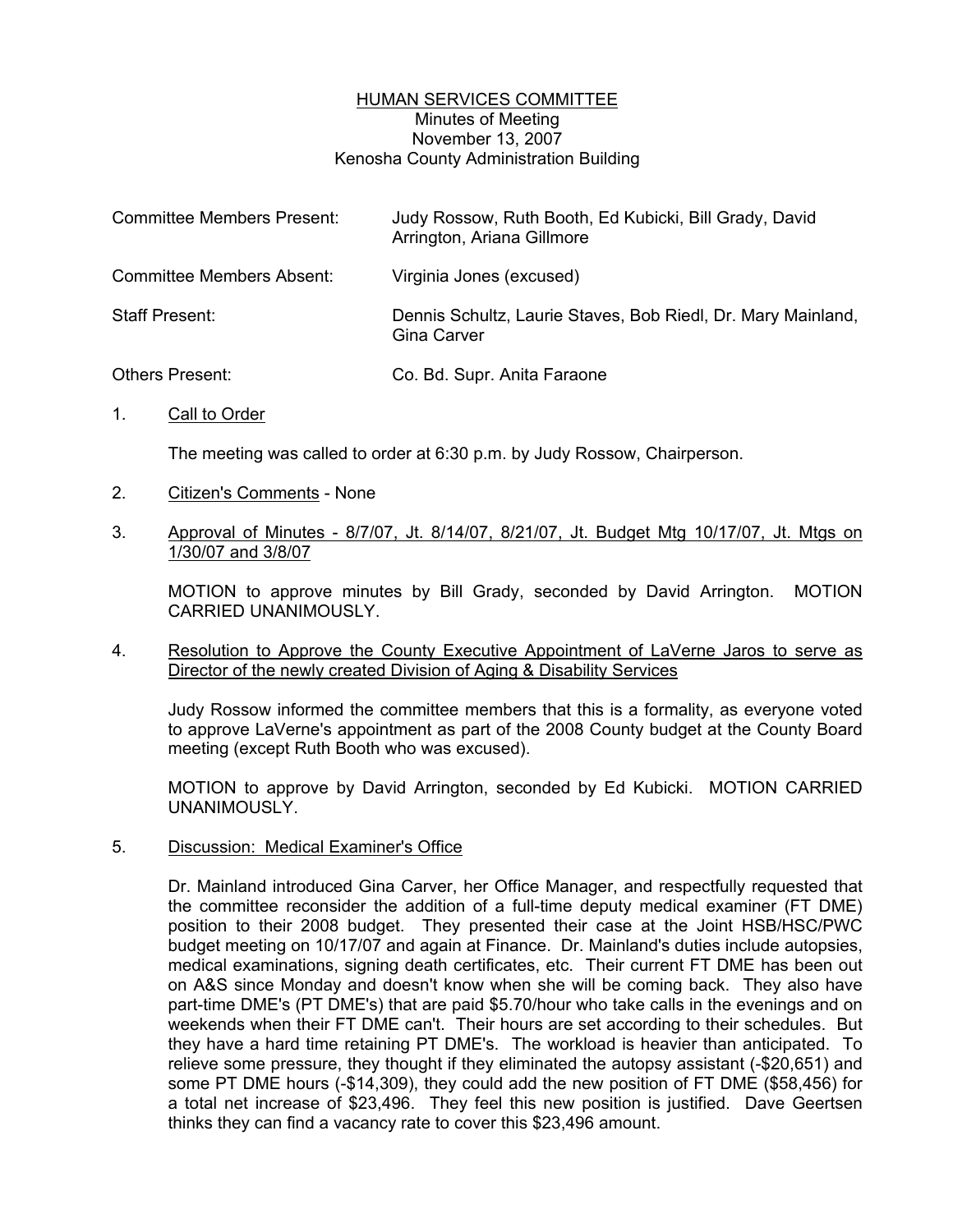# HUMAN SERVICES COMMITTEE

Minutes of Meeting
November 13, 2007
Kenosha County Administration Building

| | |
|---|---|
| Committee Members Present: | Judy Rossow, Ruth Booth, Ed Kubicki, Bill Grady, David Arrington, Ariana Gillmore |
| Committee Members Absent: | Virginia Jones (excused) |
| Staff Present: | Dennis Schultz, Laurie Staves, Bob Riedl, Dr. Mary Mainland, Gina Carver |
| Others Present: | Co. Bd. Supr. Anita Faraone |

1. Call to Order

   The meeting was called to order at 6:30 p.m. by Judy Rossow, Chairperson.

2. Citizen's Comments - None

3. Approval of Minutes - 8/7/07, Jt. 8/14/07, 8/21/07, Jt. Budget Mtg 10/17/07, Jt. Mtgs on 1/30/07 and 3/8/07

   MOTION to approve minutes by Bill Grady, seconded by David Arrington. MOTION CARRIED UNANIMOUSLY.

4. Resolution to Approve the County Executive Appointment of LaVerne Jaros to serve as Director of the newly created Division of Aging & Disability Services

   Judy Rossow informed the committee members that this is a formality, as everyone voted to approve LaVerne's appointment as part of the 2008 County budget at the County Board meeting (except Ruth Booth who was excused).

   MOTION to approve by David Arrington, seconded by Ed Kubicki. MOTION CARRIED UNANIMOUSLY.

5. Discussion: Medical Examiner's Office

   Dr. Mainland introduced Gina Carver, her Office Manager, and respectfully requested that the committee reconsider the addition of a full-time deputy medical examiner (FT DME) position to their 2008 budget. They presented their case at the Joint HSB/HSC/PWC budget meeting on 10/17/07 and again at Finance. Dr. Mainland's duties include autopsies, medical examinations, signing death certificates, etc. Their current FT DME has been out on A&S since Monday and doesn't know when she will be coming back. They also have part-time DME's (PT DME's) that are paid $5.70/hour who take calls in the evenings and on weekends when their FT DME can't. Their hours are set according to their schedules. But they have a hard time retaining PT DME's. The workload is heavier than anticipated. To relieve some pressure, they thought if they eliminated the autopsy assistant (-$20,651) and some PT DME hours (-$14,309), they could add the new position of FT DME ($58,456) for a total net increase of $23,496. They feel this new position is justified. Dave Geertsen thinks they can find a vacancy rate to cover this $23,496 amount.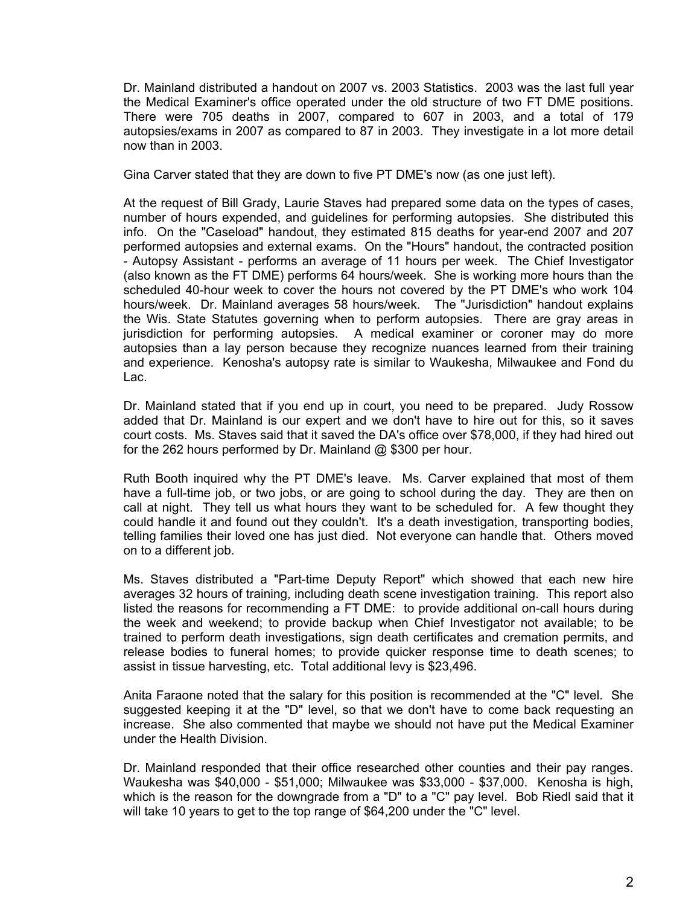Dr. Mainland distributed a handout on 2007 vs. 2003 Statistics. 2003 was the last full year the Medical Examiner's office operated under the old structure of two FT DME positions. There were 705 deaths in 2007, compared to 607 in 2003, and a total of 179 autopsies/exams in 2007 as compared to 87 in 2003. They investigate in a lot more detail now than in 2003.

Gina Carver stated that they are down to five PT DME's now (as one just left).

At the request of Bill Grady, Laurie Staves had prepared some data on the types of cases, number of hours expended, and guidelines for performing autopsies. She distributed this info. On the "Caseload" handout, they estimated 815 deaths for year-end 2007 and 207 performed autopsies and external exams. On the "Hours" handout, the contracted position - Autopsy Assistant - performs an average of 11 hours per week. The Chief Investigator (also known as the FT DME) performs 64 hours/week. She is working more hours than the scheduled 40-hour week to cover the hours not covered by the PT DME's who work 104 hours/week. Dr. Mainland averages 58 hours/week. The "Jurisdiction" handout explains the Wis. State Statutes governing when to perform autopsies. There are gray areas in jurisdiction for performing autopsies. A medical examiner or coroner may do more autopsies than a lay person because they recognize nuances learned from their training and experience. Kenosha's autopsy rate is similar to Waukesha, Milwaukee and Fond du Lac.

Dr. Mainland stated that if you end up in court, you need to be prepared. Judy Rossow added that Dr. Mainland is our expert and we don't have to hire out for this, so it saves court costs. Ms. Staves said that it saved the DA's office over $78,000, if they had hired out for the 262 hours performed by Dr. Mainland @ $300 per hour.

Ruth Booth inquired why the PT DME's leave. Ms. Carver explained that most of them have a full-time job, or two jobs, or are going to school during the day. They are then on call at night. They tell us what hours they want to be scheduled for. A few thought they could handle it and found out they couldn't. It's a death investigation, transporting bodies, telling families their loved one has just died. Not everyone can handle that. Others moved on to a different job.

Ms. Staves distributed a "Part-time Deputy Report" which showed that each new hire averages 32 hours of training, including death scene investigation training. This report also listed the reasons for recommending a FT DME: to provide additional on-call hours during the week and weekend; to provide backup when Chief Investigator not available; to be trained to perform death investigations, sign death certificates and cremation permits, and release bodies to funeral homes; to provide quicker response time to death scenes; to assist in tissue harvesting, etc. Total additional levy is $23,496.

Anita Faraone noted that the salary for this position is recommended at the "C" level. She suggested keeping it at the "D" level, so that we don't have to come back requesting an increase. She also commented that maybe we should not have put the Medical Examiner under the Health Division.

Dr. Mainland responded that their office researched other counties and their pay ranges. Waukesha was $40,000 - $51,000; Milwaukee was $33,000 - $37,000. Kenosha is high, which is the reason for the downgrade from a "D" to a "C" pay level. Bob Riedl said that it will take 10 years to get to the top range of $64,200 under the "C" level.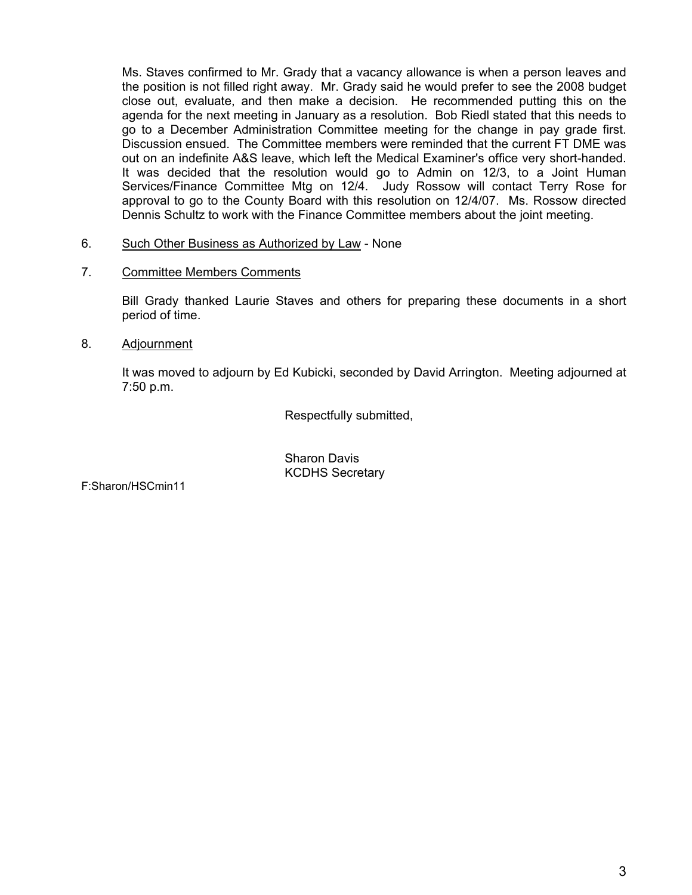Ms. Staves confirmed to Mr. Grady that a vacancy allowance is when a person leaves and the position is not filled right away. Mr. Grady said he would prefer to see the 2008 budget close out, evaluate, and then make a decision. He recommended putting this on the agenda for the next meeting in January as a resolution. Bob Riedl stated that this needs to go to a December Administration Committee meeting for the change in pay grade first. Discussion ensued. The Committee members were reminded that the current FT DME was out on an indefinite A&S leave, which left the Medical Examiner's office very short-handed. It was decided that the resolution would go to Admin on 12/3, to a Joint Human Services/Finance Committee Mtg on 12/4. Judy Rossow will contact Terry Rose for approval to go to the County Board with this resolution on 12/4/07. Ms. Rossow directed Dennis Schultz to work with the Finance Committee members about the joint meeting.

6. Such Other Business as Authorized by Law - None

7. Committee Members Comments

   Bill Grady thanked Laurie Staves and others for preparing these documents in a short period of time.

8. Adjournment

   It was moved to adjourn by Ed Kubicki, seconded by David Arrington. Meeting adjourned at 7:50 p.m.

Respectfully submitted,

Sharon Davis
KCDHS Secretary

F:Sharon/HSCmin11